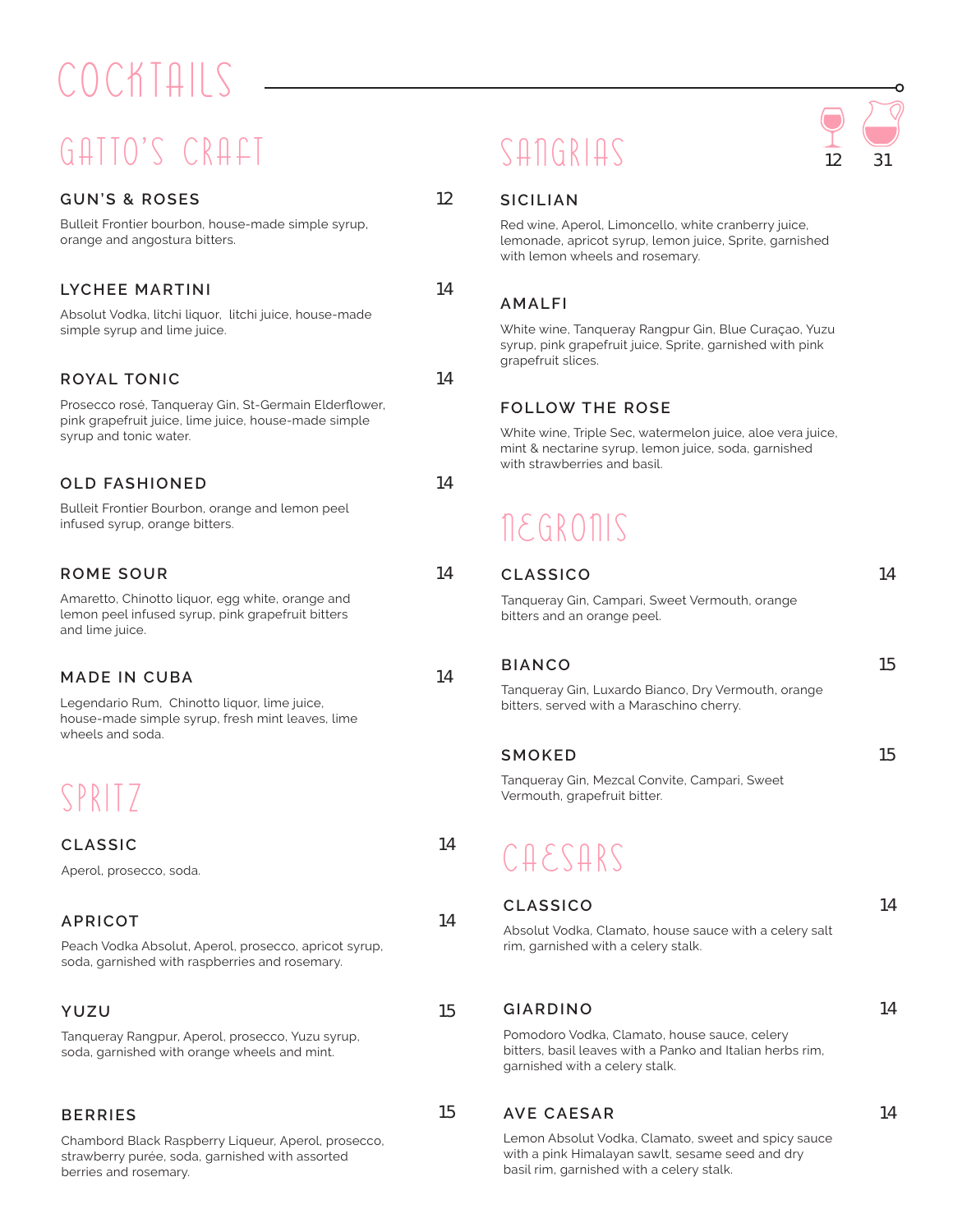# COCKTAILS

## GATTO'S CRAFT

### GUN'S & ROSES — 12

Bulleit Frontier bourbon, house-made simple syrup, orange and angostura bitters.

### LYCHEE MARTINI — 14

Absolut Vodka, litchi liquor, litchi juice, house-made simple syrup and lime juice.

### ROYAL TONIC — 14

Prosecco rosé, Tanqueray Gin, St-Germain Elderflower, pink grapefruit juice, lime juice, house-made simple syrup and tonic water.

### OLD FASHIONED — 14

Bulleit Frontier Bourbon, orange and lemon peel infused syrup, orange bitters.

### ROME SOUR — 14

Amaretto, Chinotto liquor, egg white, orange and lemon peel infused syrup, pink grapefruit bitters and lime juice.

### MADE IN CUBA — 14

Legendario Rum, Chinotto liquor, lime juice, house-made simple syrup, fresh mint leaves, lime wheels and soda.

## SPRITZ

### CLASSIC — 14

Aperol, prosecco, soda.

### APRICOT — 14

Peach Vodka Absolut, Aperol, prosecco, apricot syrup, soda, garnished with raspberries and rosemary.

### YUZU — 15

Tanqueray Rangpur, Aperol, prosecco, Yuzu syrup, soda, garnished with orange wheels and mint.

### BERRIES — 15

Chambord Black Raspberry Liqueur, Aperol, prosecco, strawberry purée, soda, garnished with assorted berries and rosemary.

## SANGRIAS

Glass 12 | Pitcher 31

### SICILIAN

Red wine, Aperol, Limoncello, white cranberry juice, lemonade, apricot syrup, lemon juice, Sprite, garnished with lemon wheels and rosemary.

### AMALFI

White wine, Tanqueray Rangpur Gin, Blue Curaçao, Yuzu syrup, pink grapefruit juice, Sprite, garnished with pink grapefruit slices.

### FOLLOW THE ROSE

White wine, Triple Sec, watermelon juice, aloe vera juice, mint & nectarine syrup, lemon juice, soda, garnished with strawberries and basil.

## NEGRONIS

### CLASSICO — 14

Tanqueray Gin, Campari, Sweet Vermouth, orange bitters and an orange peel.

### BIANCO — 15

Tanqueray Gin, Luxardo Bianco, Dry Vermouth, orange bitters, served with a Maraschino cherry.

### SMOKED — 15

Tanqueray Gin, Mezcal Convite, Campari, Sweet Vermouth, grapefruit bitter.

## CAESARS

### CLASSICO — 14

Absolut Vodka, Clamato, house sauce with a celery salt rim, garnished with a celery stalk.

### GIARDINO — 14

Pomodoro Vodka, Clamato, house sauce, celery bitters, basil leaves with a Panko and Italian herbs rim, garnished with a celery stalk.

### AVE CAESAR — 14

Lemon Absolut Vodka, Clamato, sweet and spicy sauce with a pink Himalayan sawlt, sesame seed and dry basil rim, garnished with a celery stalk.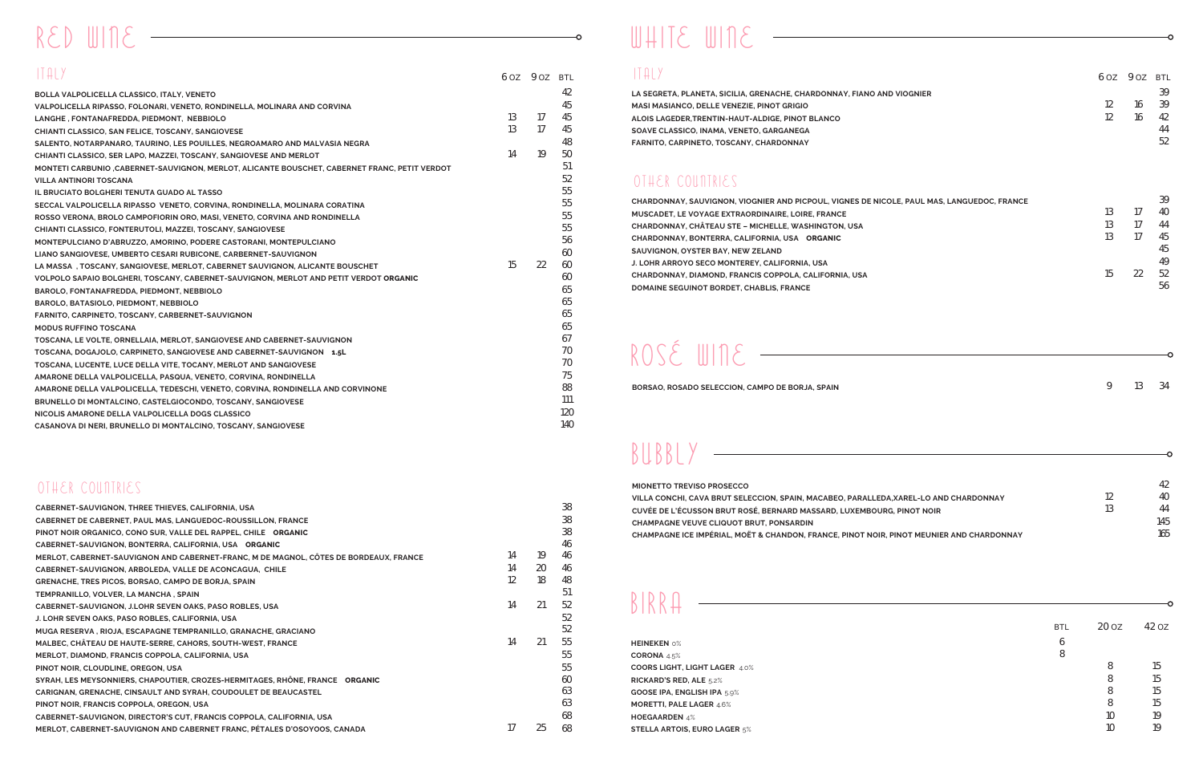# RED WINE

## ITALY

| | 6 OZ | 9 OZ | BTL |
|---|---|---|---|
| BOLLA VALPOLICELLA CLASSICO, ITALY, VENETO | | | 42 |
| VALPOLICELLA RIPASSO, FOLONARI, VENETO, RONDINELLA, MOLINARA AND CORVINA | | | 45 |
| LANGHE , FONTANAFREDDA, PIEDMONT, NEBBIOLO | 13 | 17 | 45 |
| CHIANTI CLASSICO, SAN FELICE, TOSCANY, SANGIOVESE | 13 | 17 | 45 |
| SALENTO, NOTARPANARO, TAURINO, LES POUILLES, NEGROAMARO AND MALVASIA NEGRA | | | 48 |
| CHIANTI CLASSICO, SER LAPO, MAZZEI, TOSCANY, SANGIOVESE AND MERLOT | 14 | 19 | 50 |
| MONTETI CARBUNIO ,CABERNET-SAUVIGNON, MERLOT, ALICANTE BOUSCHET, CABERNET FRANC, PETIT VERDOT | | | 51 |
| VILLA ANTINORI TOSCANA | | | 52 |
| IL BRUCIATO BOLGHERI TENUTA GUADO AL TASSO | | | 55 |
| SECCAL VALPOLICELLA RIPASSO VENETO, CORVINA, RONDINELLA, MOLINARA CORATINA | | | 55 |
| ROSSO VERONA, BROLO CAMPOFIORIN ORO, MASI, VENETO, CORVINA AND RONDINELLA | | | 55 |
| CHIANTI CLASSICO, FONTERUTOLI, MAZZEI, TOSCANY, SANGIOVESE | | | 55 |
| MONTEPULCIANO D'ABRUZZO, AMORINO, PODERE CASTORANI, MONTEPULCIANO | | | 56 |
| LIANO SANGIOVESE, UMBERTO CESARI RUBICONE, CARBERNET-SAUVIGNON | | | 60 |
| LA MASSA , TOSCANY, SANGIOVESE, MERLOT, CABERNET SAUVIGNON, ALICANTE BOUSCHET | 15 | 22 | 60 |
| VOLPOLO SAPAIO BOLGHERI, TOSCANY, CABERNET-SAUVIGNON, MERLOT AND PETIT VERDOT **ORGANIC** | | | 60 |
| BAROLO, FONTANAFREDDA, PIEDMONT, NEBBIOLO | | | 65 |
| BAROLO, BATASIOLO, PIEDMONT, NEBBIOLO | | | 65 |
| FARNITO, CARPINETO, TOSCANY, CARBERNET-SAUVIGNON | | | 65 |
| MODUS RUFFINO TOSCANA | | | 65 |
| TOSCANA, LE VOLTE, ORNELLAIA, MERLOT, SANGIOVESE AND CABERNET-SAUVIGNON | | | 67 |
| TOSCANA, DOGAJOLO, CARPINETO, SANGIOVESE AND CABERNET-SAUVIGNON **1.5L** | | | 70 |
| TOSCANA, LUCENTE, LUCE DELLA VITE, TOCANY, MERLOT AND SANGIOVESE | | | 70 |
| AMARONE DELLA VALPOLICELLA, PASQUA, VENETO, CORVINA, RONDINELLA | | | 75 |
| AMARONE DELLA VALPOLICELLA, TEDESCHI, VENETO, CORVINA, RONDINELLA AND CORVINONE | | | 88 |
| BRUNELLO DI MONTALCINO, CASTELGIOCONDO, TOSCANY, SANGIOVESE | | | 111 |
| NICOLIS AMARONE DELLA VALPOLICELLA DOGS CLASSICO | | | 120 |
| CASANOVA DI NERI, BRUNELLO DI MONTALCINO, TOSCANY, SANGIOVESE | | | 140 |

## OTHER COUNTRIES

| | 6 OZ | 9 OZ | BTL |
|---|---|---|---|
| CABERNET-SAUVIGNON, THREE THIEVES, CALIFORNIA, USA | | | 38 |
| CABERNET DE CABERNET, PAUL MAS, LANGUEDOC-ROUSSILLON, FRANCE | | | 38 |
| PINOT NOIR ORGANICO, CONO SUR, VALLE DEL RAPPEL, CHILE **ORGANIC** | | | 38 |
| CABERNET-SAUVIGNON, BONTERRA, CALIFORNIA, USA **ORGANIC** | | | 46 |
| MERLOT, CABERNET-SAUVIGNON AND CABERNET-FRANC, M DE MAGNOL, CÔTES DE BORDEAUX, FRANCE | 14 | 19 | 46 |
| CABERNET-SAUVIGNON, ARBOLEDA, VALLE DE ACONCAGUA, CHILE | 14 | 20 | 46 |
| GRENACHE, TRES PICOS, BORSAO, CAMPO DE BORJA, SPAIN | 12 | 18 | 48 |
| TEMPRANILLO, VOLVER, LA MANCHA , SPAIN | | | 51 |
| CABERNET-SAUVIGNON, J.LOHR SEVEN OAKS, PASO ROBLES, USA | 14 | 21 | 52 |
| J. LOHR SEVEN OAKS, PASO ROBLES, CALIFORNIA, USA | | | 52 |
| MUGA RESERVA , RIOJA, ESCAPAGNE TEMPRANILLO, GRANACHE, GRACIANO | | | 52 |
| MALBEC, CHÂTEAU DE HAUTE-SERRE, CAHORS, SOUTH-WEST, FRANCE | 14 | 21 | 55 |
| MERLOT, DIAMOND, FRANCIS COPPOLA, CALIFORNIA, USA | | | 55 |
| PINOT NOIR, CLOUDLINE, OREGON, USA | | | 55 |
| SYRAH, LES MEYSONNIERS, CHAPOUTIER, CROZES-HERMITAGES, RHÔNE, FRANCE **ORGANIC** | | | 60 |
| CARIGNAN, GRENACHE, CINSAULT AND SYRAH, COUDOULET DE BEAUCASTEL | | | 63 |
| PINOT NOIR, FRANCIS COPPOLA, OREGON, USA | | | 63 |
| CABERNET-SAUVIGNON, DIRECTOR'S CUT, FRANCIS COPPOLA, CALIFORNIA, USA | | | 68 |
| MERLOT, CABERNET-SAUVIGNON AND CABERNET FRANC, PÉTALES D'OSOYOOS, CANADA | 17 | 25 | 68 |

# WHITE WINE

## ITALY

| | 6 OZ | 9 OZ | BTL |
|---|---|---|---|
| LA SEGRETA, PLANETA, SICILIA, GRENACHE, CHARDONNAY, FIANO AND VIOGNIER | | | 39 |
| MASI MASIANCO, DELLE VENEZIE, PINOT GRIGIO | 12 | 16 | 39 |
| ALOIS LAGEDER,TRENTIN-HAUT-ALDIGE, PINOT BLANCO | 12 | 16 | 42 |
| SOAVE CLASSICO, INAMA, VENETO, GARGANEGA | | | 44 |
| FARNITO, CARPINETO, TOSCANY, CHARDONNAY | | | 52 |

## OTHER COUNTRIES

| | 6 OZ | 9 OZ | BTL |
|---|---|---|---|
| CHARDONNAY, SAUVIGNON, VIOGNIER AND PICPOUL, VIGNES DE NICOLE, PAUL MAS, LANGUEDOC, FRANCE | | | 39 |
| MUSCADET, LE VOYAGE EXTRAORDINAIRE, LOIRE, FRANCE | 13 | 17 | 40 |
| CHARDONNAY, CHÂTEAU STE – MICHELLE, WASHINGTON, USA | 13 | 17 | 44 |
| CHARDONNAY, BONTERRA, CALIFORNIA, USA **ORGANIC** | 13 | 17 | 45 |
| SAUVIGNON, OYSTER BAY, NEW ZELAND | | | 45 |
| J. LOHR ARROYO SECO MONTEREY, CALIFORNIA, USA | | | 49 |
| CHARDONNAY, DIAMOND, FRANCIS COPPOLA, CALIFORNIA, USA | 15 | 22 | 52 |
| DOMAINE SEGUINOT BORDET, CHABLIS, FRANCE | | | 56 |

# ROSÉ WINE

| | 6 OZ | 9 OZ | BTL |
|---|---|---|---|
| BORSAO, ROSADO SELECCION, CAMPO DE BORJA, SPAIN | 9 | 13 | 34 |

# BUBBLY

| | 6 OZ | BTL |
|---|---|---|
| MIONETTO TREVISO PROSECCO | | 42 |
| VILLA CONCHI, CAVA BRUT SELECCION, SPAIN, MACABEO, PARALLEDA,XAREL-LO AND CHARDONNAY | 12 | 40 |
| CUVÉE DE L'ÉCUSSON BRUT ROSÉ, BERNARD MASSARD, LUXEMBOURG, PINOT NOIR | 13 | 44 |
| CHAMPAGNE VEUVE CLIQUOT BRUT, PONSARDIN | | 145 |
| CHAMPAGNE ICE IMPÉRIAL, MOËT & CHANDON, FRANCE, PINOT NOIR, PINOT MEUNIER AND CHARDONNAY | | 165 |

# BIRRA

| | BTL | 20 OZ | 42 OZ |
|---|---|---|---|
| HEINEKEN 0% | 6 | | |
| CORONA 4.5% | 8 | | |
| COORS LIGHT, LIGHT LAGER 4.0% | | 8 | 15 |
| RICKARD'S RED, ALE 5.2% | | 8 | 15 |
| GOOSE IPA, ENGLISH IPA 5.9% | | 8 | 15 |
| MORETTI, PALE LAGER 4.6% | | 8 | 15 |
| HOEGAARDEN 4% | | 10 | 19 |
| STELLA ARTOIS, EURO LAGER 5% | | 10 | 19 |